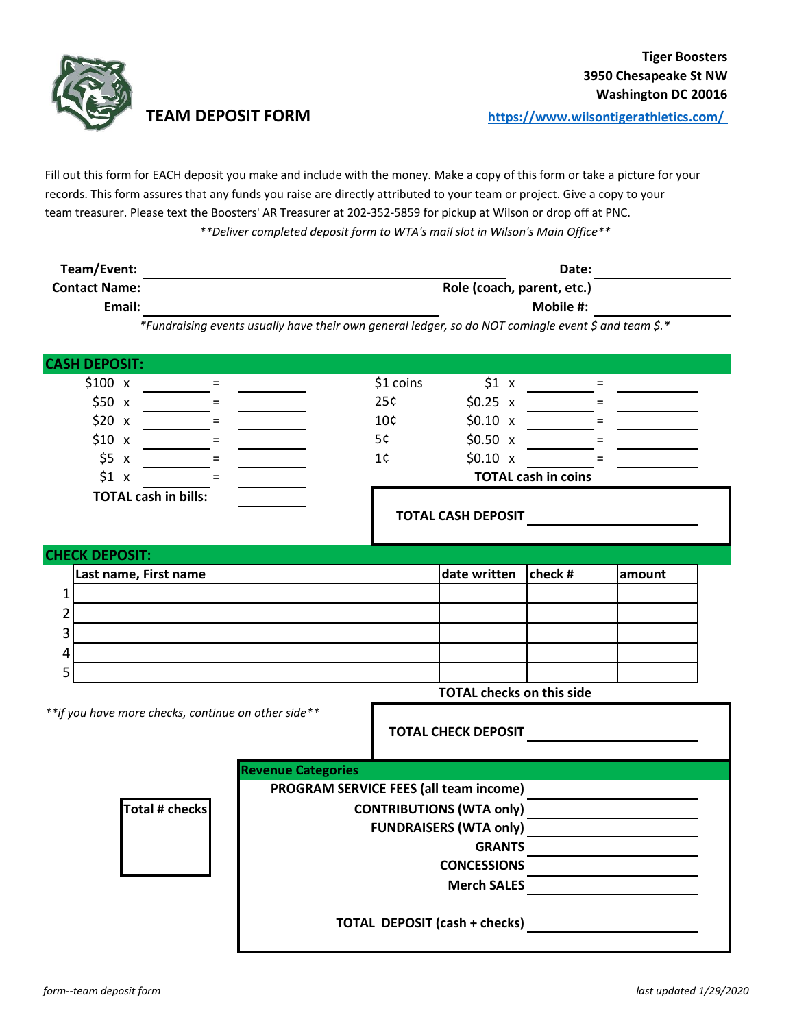Tiger Boosters
3950 Chesapeake St NW
Washington DC 20016
https://www.wilsontigerathletics.com/

# TEAM DEPOSIT FORM

Fill out this form for EACH deposit you make and include with the money. Make a copy of this form or take a picture for your records. This form assures that any funds you raise are directly attributed to your team or project. Give a copy to your team treasurer. Please text the Boosters' AR Treasurer at 202-352-5859 for pickup at Wilson or drop off at PNC.

***Deliver completed deposit form to WTA's mail slot in Wilson's Main Office***

**Team/Event:** ____________________ **Date:** ____________

**Contact Name:** ____________________ **Role (coach, parent, etc.)** ____________

**Email:** ____________________ **Mobile #:** ____________

**Fundraising events usually have their own general ledger, so do NOT comingle event $ and team $.**

## CASH DEPOSIT:

| Bills | Count | | Total | Coins | | Count | | Total |
|---|---|---|---|---|---|---|---|---|
| $100 x | ______ | = | ______ | $1 coins | $1 x | ______ | = | ______ |
| $50 x | ______ | = | ______ | 25¢ | $0.25 x | ______ | = | ______ |
| $20 x | ______ | = | ______ | 10¢ | $0.10 x | ______ | = | ______ |
| $10 x | ______ | = | ______ | 5¢ | $0.50 x | ______ | = | ______ |
| $5 x | ______ | = | ______ | 1¢ | $0.10 x | ______ | = | ______ |
| $1 x | ______ | = | ______ | | **TOTAL cash in coins** | | | ______ |
| **TOTAL cash in bills:** | | | ______ | | | | | |

**TOTAL CASH DEPOSIT** ____________

## CHECK DEPOSIT:

| | Last name, First name | date written | check # | amount |
|---|---|---|---|---|
| 1 | | | | |
| 2 | | | | |
| 3 | | | | |
| 4 | | | | |
| 5 | | | | |

**TOTAL checks on this side** ____________

***if you have more checks, continue on other side***

**TOTAL CHECK DEPOSIT** ____________

**Total # checks** ______

## Revenue Categories

**PROGRAM SERVICE FEES (all team income)** ____________

**CONTRIBUTIONS (WTA only)** ____________

**FUNDRAISERS (WTA only)** ____________

**GRANTS** ____________

**CONCESSIONS** ____________

**Merch SALES** ____________

**TOTAL DEPOSIT (cash + checks)** ____________

*form--team deposit form*

*last updated 1/29/2020*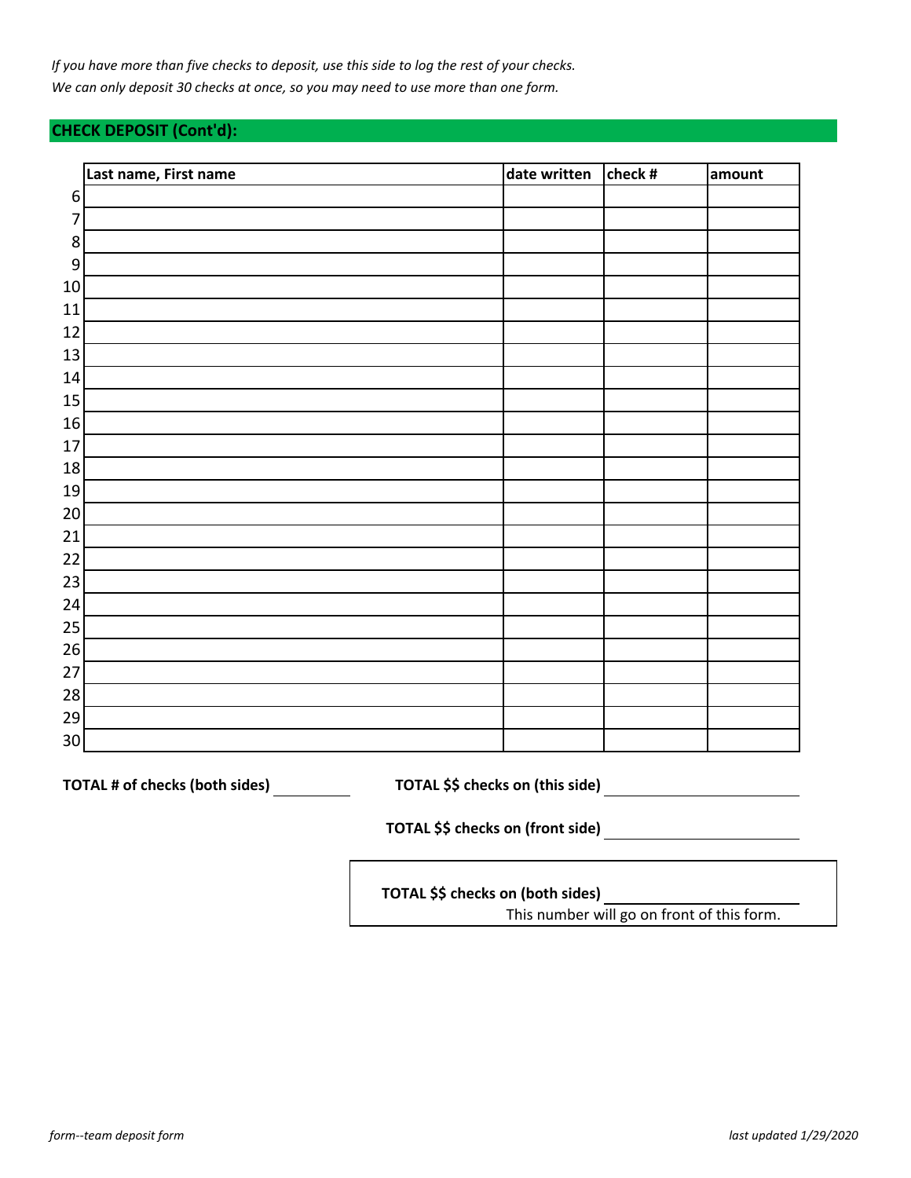*If you have more than five checks to deposit, use this side to log the rest of your checks.*
*We can only deposit 30 checks at once, so you may need to use more than one form.*

## CHECK DEPOSIT (Cont'd):

| | Last name, First name | date written | check # | amount |
|---|---|---|---|---|
| 6 | | | | |
| 7 | | | | |
| 8 | | | | |
| 9 | | | | |
| 10 | | | | |
| 11 | | | | |
| 12 | | | | |
| 13 | | | | |
| 14 | | | | |
| 15 | | | | |
| 16 | | | | |
| 17 | | | | |
| 18 | | | | |
| 19 | | | | |
| 20 | | | | |
| 21 | | | | |
| 22 | | | | |
| 23 | | | | |
| 24 | | | | |
| 25 | | | | |
| 26 | | | | |
| 27 | | | | |
| 28 | | | | |
| 29 | | | | |
| 30 | | | | |

**TOTAL # of checks (both sides)** __________

**TOTAL $$ checks on (this side)** __________

**TOTAL $$ checks on (front side)** __________

**TOTAL $$ checks on (both sides)** __________
This number will go on front of this form.

*form--team deposit form* *last updated 1/29/2020*